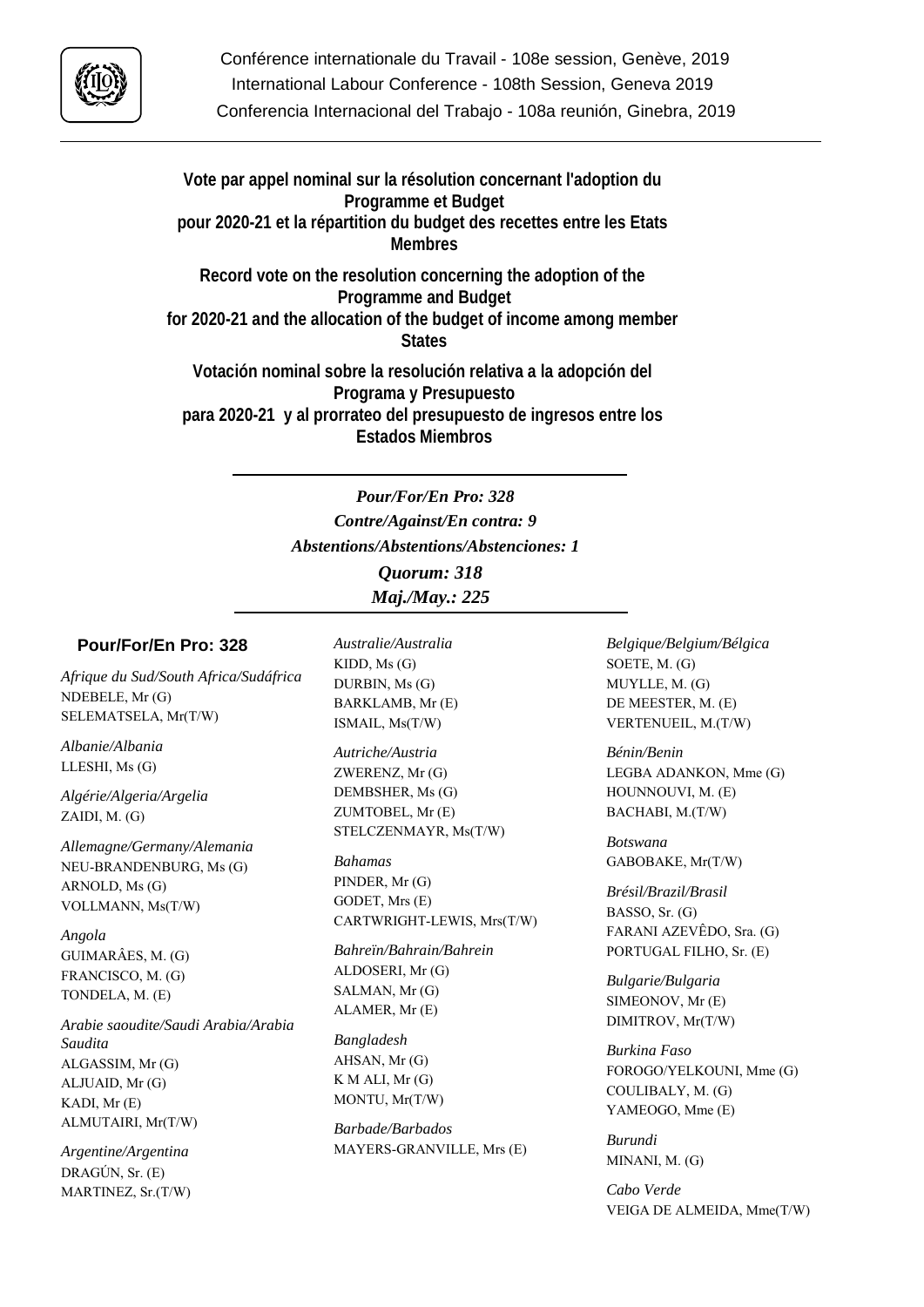Conférence internationale du Travail - 108e session, Genève, 2019
International Labour Conference - 108th Session, Geneva 2019
Conferencia Internacional del Trabajo - 108a reunión, Ginebra, 2019

**Vote par appel nominal sur la résolution concernant l'adoption du Programme et Budget pour 2020-21 et la répartition du budget des recettes entre les Etats Membres**

**Record vote on the resolution concerning the adoption of the Programme and Budget for 2020-21 and the allocation of the budget of income among member States**

**Votación nominal sobre la resolución relativa a la adopción del Programa y Presupuesto para 2020-21 y al prorrateo del presupuesto de ingresos entre los Estados Miembros**

***Pour/For/En Pro: 328***
***Contre/Against/En contra: 9***
***Abstentions/Abstentions/Abstenciones: 1***
***Quorum: 318***
***Maj./May.: 225***

## Pour/For/En Pro: 328

*Afrique du Sud/South Africa/Sudáfrica*
NDEBELE, Mr (G)
SELEMATSELA, Mr(T/W)

*Albanie/Albania*
LLESHI, Ms (G)

*Algérie/Algeria/Argelia*
ZAIDI, M. (G)

*Allemagne/Germany/Alemania*
NEU-BRANDENBURG, Ms (G)
ARNOLD, Ms (G)
VOLLMANN, Ms(T/W)

*Angola*
GUIMARÂES, M. (G)
FRANCISCO, M. (G)
TONDELA, M. (E)

*Arabie saoudite/Saudi Arabia/Arabia Saudita*
ALGASSIM, Mr (G)
ALJUAID, Mr (G)
KADI, Mr (E)
ALMUTAIRI, Mr(T/W)

*Argentine/Argentina*
DRAGÚN, Sr. (E)
MARTINEZ, Sr.(T/W)

*Australie/Australia*
KIDD, Ms (G)
DURBIN, Ms (G)
BARKLAMB, Mr (E)
ISMAIL, Ms(T/W)

*Autriche/Austria*
ZWERENZ, Mr (G)
DEMBSHER, Ms (G)
ZUMTOBEL, Mr (E)
STELCZENMAYR, Ms(T/W)

*Bahamas*
PINDER, Mr (G)
GODET, Mrs (E)
CARTWRIGHT-LEWIS, Mrs(T/W)

*Bahreïn/Bahrain/Bahrein*
ALDOSERI, Mr (G)
SALMAN, Mr (G)
ALAMER, Mr (E)

*Bangladesh*
AHSAN, Mr (G)
K M ALI, Mr (G)
MONTU, Mr(T/W)

*Barbade/Barbados*
MAYERS-GRANVILLE, Mrs (E)

*Belgique/Belgium/Bélgica*
SOETE, M. (G)
MUYLLE, M. (G)
DE MEESTER, M. (E)
VERTENUEIL, M.(T/W)

*Bénin/Benin*
LEGBA ADANKON, Mme (G)
HOUNNOUVI, M. (E)
BACHABI, M.(T/W)

*Botswana*
GABOBAKE, Mr(T/W)

*Brésil/Brazil/Brasil*
BASSO, Sr. (G)
FARANI AZEVÊDO, Sra. (G)
PORTUGAL FILHO, Sr. (E)

*Bulgarie/Bulgaria*
SIMEONOV, Mr (E)
DIMITROV, Mr(T/W)

*Burkina Faso*
FOROGO/YELKOUNI, Mme (G)
COULIBALY, M. (G)
YAMEOGO, Mme (E)

*Burundi*
MINANI, M. (G)

*Cabo Verde*
VEIGA DE ALMEIDA, Mme(T/W)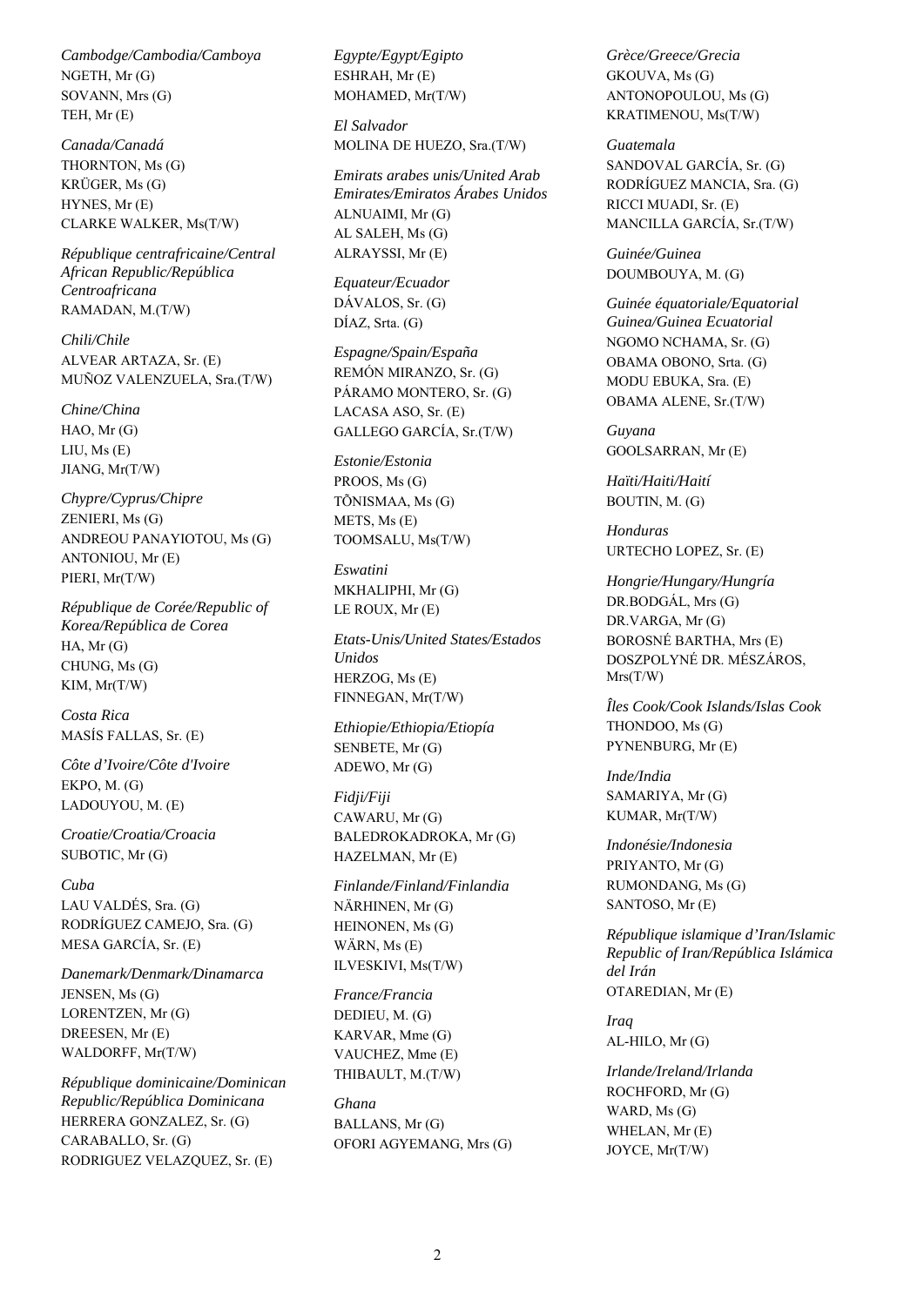*Cambodge/Cambodia/Camboya*
NGETH, Mr (G)
SOVANN, Mrs (G)
TEH, Mr (E)

*Canada/Canadá*
THORNTON, Ms (G)
KRÜGER, Ms (G)
HYNES, Mr (E)
CLARKE WALKER, Ms(T/W)

*République centrafricaine/Central African Republic/República Centroafricana*
RAMADAN, M.(T/W)

*Chili/Chile*
ALVEAR ARTAZA, Sr. (E)
MUÑOZ VALENZUELA, Sra.(T/W)

*Chine/China*
HAO, Mr (G)
LIU, Ms (E)
JIANG, Mr(T/W)

*Chypre/Cyprus/Chipre*
ZENIERI, Ms (G)
ANDREOU PANAYIOTOU, Ms (G)
ANTONIOU, Mr (E)
PIERI, Mr(T/W)

*République de Corée/Republic of Korea/República de Corea*
HA, Mr (G)
CHUNG, Ms (G)
KIM, Mr(T/W)

*Costa Rica*
MASÍS FALLAS, Sr. (E)

*Côte d'Ivoire/Côte d'Ivoire*
EKPO, M. (G)
LADOUYOU, M. (E)

*Croatie/Croatia/Croacia*
SUBOTIC, Mr (G)

*Cuba*
LAU VALDÉS, Sra. (G)
RODRÍGUEZ CAMEJO, Sra. (G)
MESA GARCÍA, Sr. (E)

*Danemark/Denmark/Dinamarca*
JENSEN, Ms (G)
LORENTZEN, Mr (G)
DREESEN, Mr (E)
WALDORFF, Mr(T/W)

*République dominicaine/Dominican Republic/República Dominicana*
HERRERA GONZALEZ, Sr. (G)
CARABALLO, Sr. (G)
RODRIGUEZ VELAZQUEZ, Sr. (E)

*Egypte/Egypt/Egipto*
ESHRAH, Mr (E)
MOHAMED, Mr(T/W)

*El Salvador*
MOLINA DE HUEZO, Sra.(T/W)

*Emirats arabes unis/United Arab Emirates/Emiratos Árabes Unidos*
ALNUAIMI, Mr (G)
AL SALEH, Ms (G)
ALRAYSSI, Mr (E)

*Equateur/Ecuador*
DÁVALOS, Sr. (G)
DÍAZ, Srta. (G)

*Espagne/Spain/España*
REMÓN MIRANZO, Sr. (G)
PÁRAMO MONTERO, Sr. (G)
LACASA ASO, Sr. (E)
GALLEGO GARCÍA, Sr.(T/W)

*Estonie/Estonia*
PROOS, Ms (G)
TÕNISMAA, Ms (G)
METS, Ms (E)
TOOMSALU, Ms(T/W)

*Eswatini*
MKHALIPHI, Mr (G)
LE ROUX, Mr (E)

*Etats-Unis/United States/Estados Unidos*
HERZOG, Ms (E)
FINNEGAN, Mr(T/W)

*Ethiopie/Ethiopia/Etiopía*
SENBETE, Mr (G)
ADEWO, Mr (G)

*Fidji/Fiji*
CAWARU, Mr (G)
BALEDROKADROKA, Mr (G)
HAZELMAN, Mr (E)

*Finlande/Finland/Finlandia*
NÄRHINEN, Mr (G)
HEINONEN, Ms (G)
WÄRN, Ms (E)
ILVESKIVI, Ms(T/W)

*France/Francia*
DEDIEU, M. (G)
KARVAR, Mme (G)
VAUCHEZ, Mme (E)
THIBAULT, M.(T/W)

*Ghana*
BALLANS, Mr (G)
OFORI AGYEMANG, Mrs (G)

*Grèce/Greece/Grecia*
GKOUVA, Ms (G)
ANTONOPOULOU, Ms (G)
KRATIMENOU, Ms(T/W)

*Guatemala*
SANDOVAL GARCÍA, Sr. (G)
RODRÍGUEZ MANCIA, Sra. (G)
RICCI MUADI, Sr. (E)
MANCILLA GARCÍA, Sr.(T/W)

*Guinée/Guinea*
DOUMBOUYA, M. (G)

*Guinée équatoriale/Equatorial Guinea/Guinea Ecuatorial*
NGOMO NCHAMA, Sr. (G)
OBAMA OBONO, Srta. (G)
MODU EBUKA, Sra. (E)
OBAMA ALENE, Sr.(T/W)

*Guyana*
GOOLSARRAN, Mr (E)

*Haïti/Haiti/Haití*
BOUTIN, M. (G)

*Honduras*
URTECHO LOPEZ, Sr. (E)

*Hongrie/Hungary/Hungría*
DR.BODGÁL, Mrs (G)
DR.VARGA, Mr (G)
BOROSNÉ BARTHA, Mrs (E)
DOSZPOLYNÉ DR. MÉSZÁROS, Mrs(T/W)

*Îles Cook/Cook Islands/Islas Cook*
THONDOO, Ms (G)
PYNENBURG, Mr (E)

*Inde/India*
SAMARIYA, Mr (G)
KUMAR, Mr(T/W)

*Indonésie/Indonesia*
PRIYANTO, Mr (G)
RUMONDANG, Ms (G)
SANTOSO, Mr (E)

*République islamique d'Iran/Islamic Republic of Iran/República Islámica del Irán*
OTAREDIAN, Mr (E)

*Iraq*
AL-HILO, Mr (G)

*Irlande/Ireland/Irlanda*
ROCHFORD, Mr (G)
WARD, Ms (G)
WHELAN, Mr (E)
JOYCE, Mr(T/W)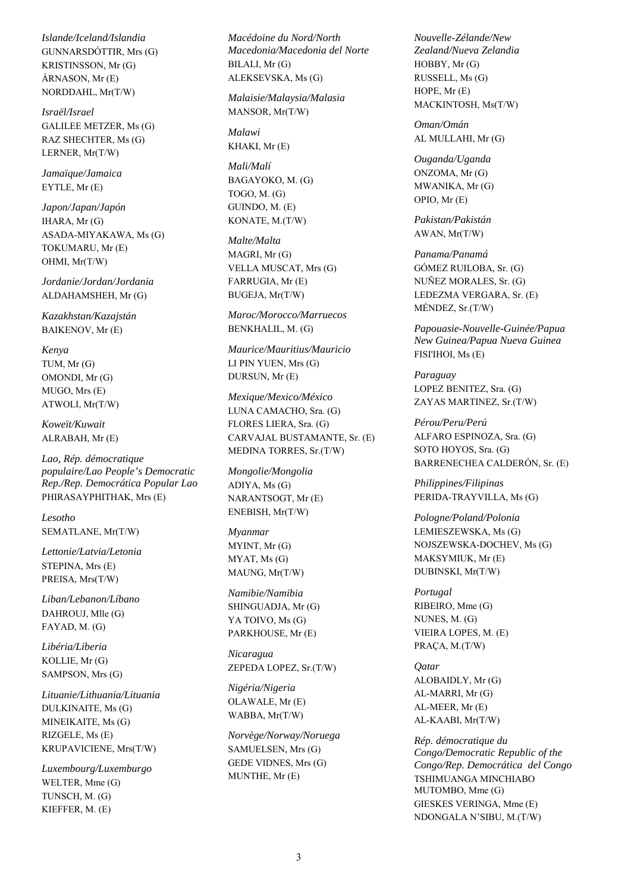*Islande/Iceland/Islandia*
GUNNARSDÓTTIR, Mrs (G)
KRISTINSSON, Mr (G)
ÁRNASON, Mr (E)
NORDDAHL, Mr(T/W)

*Israël/Israel*
GALILEE METZER, Ms (G)
RAZ SHECHTER, Ms (G)
LERNER, Mr(T/W)

*Jamaïque/Jamaica*
EYTLE, Mr (E)

*Japon/Japan/Japón*
IHARA, Mr (G)
ASADA-MIYAKAWA, Ms (G)
TOKUMARU, Mr (E)
OHMI, Mr(T/W)

*Jordanie/Jordan/Jordania*
ALDAHAMSHEH, Mr (G)

*Kazakhstan/Kazajstán*
BAIKENOV, Mr (E)

*Kenya*
TUM, Mr (G)
OMONDI, Mr (G)
MUGO, Mrs (E)
ATWOLI, Mr(T/W)

*Koweït/Kuwait*
ALRABAH, Mr (E)

*Lao, Rép. démocratique populaire/Lao People's Democratic Rep./Rep. Democrática Popular Lao*
PHIRASAYPHITHAK, Mrs (E)

*Lesotho*
SEMATLANE, Mr(T/W)

*Lettonie/Latvia/Letonia*
STEPINA, Mrs (E)
PREISA, Mrs(T/W)

*Liban/Lebanon/Líbano*
DAHROUJ, Mlle (G)
FAYAD, M. (G)

*Libéria/Liberia*
KOLLIE, Mr (G)
SAMPSON, Mrs (G)

*Lituanie/Lithuania/Lituania*
DULKINAITE, Ms (G)
MINEIKAITE, Ms (G)
RIZGELE, Ms (E)
KRUPAVICIENE, Mrs(T/W)

*Luxembourg/Luxemburgo*
WELTER, Mme (G)
TUNSCH, M. (G)
KIEFFER, M. (E)

*Macédoine du Nord/North Macedonia/Macedonia del Norte*
BILALI, Mr (G)
ALEKSEVSKA, Ms (G)

*Malaisie/Malaysia/Malasia*
MANSOR, Mr(T/W)

*Malawi*
KHAKI, Mr (E)

*Mali/Malí*
BAGAYOKO, M. (G)
TOGO, M. (G)
GUINDO, M. (E)
KONATE, M.(T/W)

*Malte/Malta*
MAGRI, Mr (G)
VELLA MUSCAT, Mrs (G)
FARRUGIA, Mr (E)
BUGEJA, Mr(T/W)

*Maroc/Morocco/Marruecos*
BENKHALIL, M. (G)

*Maurice/Mauritius/Mauricio*
LI PIN YUEN, Mrs (G)
DURSUN, Mr (E)

*Mexique/Mexico/México*
LUNA CAMACHO, Sra. (G)
FLORES LIERA, Sra. (G)
CARVAJAL BUSTAMANTE, Sr. (E)
MEDINA TORRES, Sr.(T/W)

*Mongolie/Mongolia*
ADIYA, Ms (G)
NARANTSOGT, Mr (E)
ENEBISH, Mr(T/W)

*Myanmar*
MYINT, Mr (G)
MYAT, Ms (G)
MAUNG, Mr(T/W)

*Namibie/Namibia*
SHINGUADJA, Mr (G)
YA TOIVO, Ms (G)
PARKHOUSE, Mr (E)

*Nicaragua*
ZEPEDA LOPEZ, Sr.(T/W)

*Nigéria/Nigeria*
OLAWALE, Mr (E)
WABBA, Mr(T/W)

*Norvège/Norway/Noruega*
SAMUELSEN, Mrs (G)
GEDE VIDNES, Mrs (G)
MUNTHE, Mr (E)

*Nouvelle-Zélande/New Zealand/Nueva Zelandia*
HOBBY, Mr (G)
RUSSELL, Ms (G)
HOPE, Mr (E)
MACKINTOSH, Ms(T/W)

*Oman/Omán*
AL MULLAHI, Mr (G)

*Ouganda/Uganda*
ONZOMA, Mr (G)
MWANIKA, Mr (G)
OPIO, Mr (E)

*Pakistan/Pakistán*
AWAN, Mr(T/W)

*Panama/Panamá*
GÓMEZ RUILOBA, Sr. (G)
NUÑEZ MORALES, Sr. (G)
LEDEZMA VERGARA, Sr. (E)
MÉNDEZ, Sr.(T/W)

*Papouasie-Nouvelle-Guinée/Papua New Guinea/Papua Nueva Guinea*
FISI'IHOI, Ms (E)

*Paraguay*
LOPEZ BENITEZ, Sra. (G)
ZAYAS MARTINEZ, Sr.(T/W)

*Pérou/Peru/Perú*
ALFARO ESPINOZA, Sra. (G)
SOTO HOYOS, Sra. (G)
BARRENECHEA CALDERÓN, Sr. (E)

*Philippines/Filipinas*
PERIDA-TRAYVILLA, Ms (G)

*Pologne/Poland/Polonia*
LEMIESZEWSKA, Ms (G)
NOJSZEWSKA-DOCHEV, Ms (G)
MAKSYMIUK, Mr (E)
DUBINSKI, Mr(T/W)

*Portugal*
RIBEIRO, Mme (G)
NUNES, M. (G)
VIEIRA LOPES, M. (E)
PRAÇA, M.(T/W)

*Qatar*
ALOBAIDLY, Mr (G)
AL-MARRI, Mr (G)
AL-MEER, Mr (E)
AL-KAABI, Mr(T/W)

*Rép. démocratique du Congo/Democratic Republic of the Congo/Rep. Democrática del Congo*
TSHIMUANGA MINCHIABO MUTOMBO, Mme (G)
GIESKES VERINGA, Mme (E)
NDONGALA N'SIBU, M.(T/W)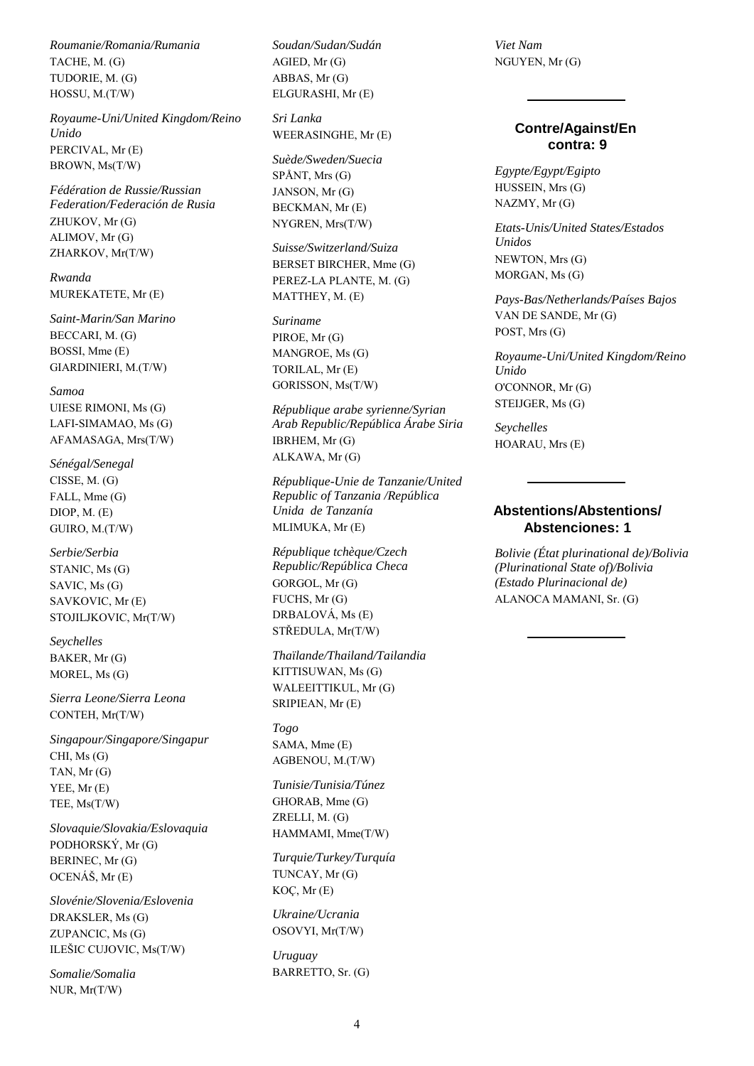*Roumanie/Romania/Rumania*
TACHE, M. (G)
TUDORIE, M. (G)
HOSSU, M.(T/W)

*Royaume-Uni/United Kingdom/Reino Unido*
PERCIVAL, Mr (E)
BROWN, Ms(T/W)

*Fédération de Russie/Russian Federation/Federación de Rusia*
ZHUKOV, Mr (G)
ALIMOV, Mr (G)
ZHARKOV, Mr(T/W)

*Rwanda*
MUREKATETE, Mr (E)

*Saint-Marin/San Marino*
BECCARI, M. (G)
BOSSI, Mme (E)
GIARDINIERI, M.(T/W)

*Samoa*
UIESE RIMONI, Ms (G)
LAFI-SIMAMAO, Ms (G)
AFAMASAGA, Mrs(T/W)

*Sénégal/Senegal*
CISSE, M. (G)
FALL, Mme (G)
DIOP, M. (E)
GUIRO, M.(T/W)

*Serbie/Serbia*
STANIC, Ms (G)
SAVIC, Ms (G)
SAVKOVIC, Mr (E)
STOJILJKOVIC, Mr(T/W)

*Seychelles*
BAKER, Mr (G)
MOREL, Ms (G)

*Sierra Leone/Sierra Leona*
CONTEH, Mr(T/W)

*Singapour/Singapore/Singapur*
CHI, Ms (G)
TAN, Mr (G)
YEE, Mr (E)
TEE, Ms(T/W)

*Slovaquie/Slovakia/Eslovaquia*
PODHORSKÝ, Mr (G)
BERINEC, Mr (G)
OCENÁŠ, Mr (E)

*Slovénie/Slovenia/Eslovenia*
DRAKSLER, Ms (G)
ZUPANCIC, Ms (G)
ILEŠIC CUJOVIC, Ms(T/W)

*Somalie/Somalia*
NUR, Mr(T/W)

*Soudan/Sudan/Sudán*
AGIED, Mr (G)
ABBAS, Mr (G)
ELGURASHI, Mr (E)

*Sri Lanka*
WEERASINGHE, Mr (E)

*Suède/Sweden/Suecia*
SPÅNT, Mrs (G)
JANSON, Mr (G)
BECKMAN, Mr (E)
NYGREN, Mrs(T/W)

*Suisse/Switzerland/Suiza*
BERSET BIRCHER, Mme (G)
PEREZ-LA PLANTE, M. (G)
MATTHEY, M. (E)

*Suriname*
PIROE, Mr (G)
MANGROE, Ms (G)
TORILAL, Mr (E)
GORISSON, Ms(T/W)

*République arabe syrienne/Syrian Arab Republic/República Árabe Siria*
IBRHEM, Mr (G)
ALKAWA, Mr (G)

*République-Unie de Tanzanie/United Republic of Tanzania /República Unida de Tanzanía*
MLIMUKA, Mr (E)

*République tchèque/Czech Republic/República Checa*
GORGOL, Mr (G)
FUCHS, Mr (G)
DRBALOVÁ, Ms (E)
STŘEDULA, Mr(T/W)

*Thaïlande/Thailand/Tailandia*
KITTISUWAN, Ms (G)
WALEEITTIKUL, Mr (G)
SRIPIEAN, Mr (E)

*Togo*
SAMA, Mme (E)
AGBENOU, M.(T/W)

*Tunisie/Tunisia/Túnez*
GHORAB, Mme (G)
ZRELLI, M. (G)
HAMMAMI, Mme(T/W)

*Turquie/Turkey/Turquía*
TUNCAY, Mr (G)
KOÇ, Mr (E)

*Ukraine/Ucrania*
OSOVYI, Mr(T/W)

*Uruguay*
BARRETTO, Sr. (G)

*Viet Nam*
NGUYEN, Mr (G)

## Contre/Against/En contra: 9

*Egypte/Egypt/Egipto*
HUSSEIN, Mrs (G)
NAZMY, Mr (G)

*Etats-Unis/United States/Estados Unidos*
NEWTON, Mrs (G)
MORGAN, Ms (G)

*Pays-Bas/Netherlands/Países Bajos*
VAN DE SANDE, Mr (G)
POST, Mrs (G)

*Royaume-Uni/United Kingdom/Reino Unido*
O'CONNOR, Mr (G)
STEIJGER, Ms (G)

*Seychelles*
HOARAU, Mrs (E)

## Abstentions/Abstentions/ Abstenciones: 1

*Bolivie (État plurinational de)/Bolivia (Plurinational State of)/Bolivia (Estado Plurinacional de)*
ALANOCA MAMANI, Sr. (G)